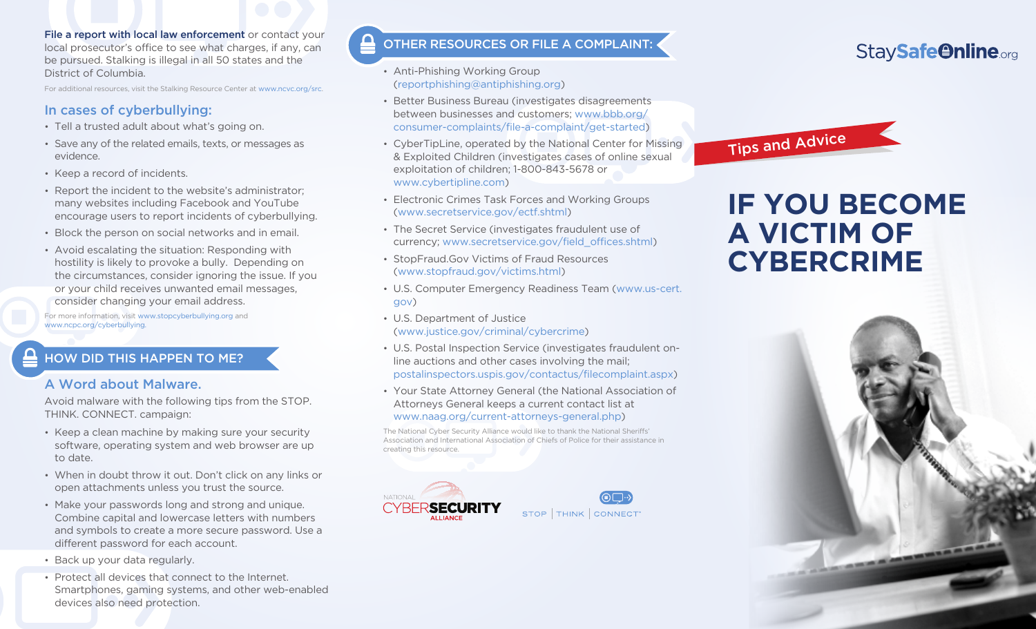**File a report with local law enforcement** or contact your local prosecutor's office to see what charges, if any, can be pursued. Stalking is illegal in all 50 states and the District of Columbia.

For additional resources, visit the Stalking Resource Center at www.ncvc.org/src.

### In cases of cyberbullying:

- Tell a trusted adult about what's going on.
- Save any of the related emails, texts, or messages as evidence.
- Keep a record of incidents.
- Report the incident to the website's administrator; many websites including Facebook and YouTube encourage users to report incidents of cyberbullying.
- Block the person on social networks and in email.
- Avoid escalating the situation: Responding with hostility is likely to provoke a bully. Depending on the circumstances, consider ignoring the issue. If you or your child receives unwanted email messages, consider changing your email address.

For more information, visit www.stopcyberbullying.org and www.ncpc.org/cyberbullying.

## HOW DID THIS HAPPEN TO ME?

### A Word about Malware.

Avoid malware with the following tips from the STOP. THINK. CONNECT. campaign:

- Keep a clean machine by making sure your security software, operating system and web browser are up to date.
- When in doubt throw it out. Don't click on any links or open attachments unless you trust the source.
- Make your passwords long and strong and unique. Combine capital and lowercase letters with numbers and symbols to create a more secure password. Use a different password for each account.
- Back up your data regularly.
- Protect all devices that connect to the Internet. Smartphones, gaming systems, and other web-enabled devices also need protection.

## OTHER RESOURCES OR FILE A COMPLAINT:

- Anti-Phishing Working Group (reportphishing@antiphishing.org)
- Better Business Bureau (investigates disagreements between businesses and customers; www.bbb.org/consumer-complaints/file-a-complaint/get-started)
- CyberTipLine, operated by the National Center for Missing & Exploited Children (investigates cases of online sexual exploitation of children; 1-800-843-5678 or www.cybertipline.com)
- Electronic Crimes Task Forces and Working Groups (www.secretservice.gov/ectf.shtml)
- The Secret Service (investigates fraudulent use of currency; www.secretservice.gov/field_offices.shtml)
- StopFraud.Gov Victims of Fraud Resources (www.stopfraud.gov/victims.html)
- U.S. Computer Emergency Readiness Team (www.us-cert.gov)
- U.S. Department of Justice (www.justice.gov/criminal/cybercrime)
- U.S. Postal Inspection Service (investigates fraudulent on-line auctions and other cases involving the mail; postalinspectors.uspis.gov/contactus/filecomplaint.aspx)
- Your State Attorney General (the National Association of Attorneys General keeps a current contact list at www.naag.org/current-attorneys-general.php)

The National Cyber Security Alliance would like to thank the National Sheriffs' Association and International Association of Chiefs of Police for their assistance in creating this resource.

NATIONAL CYBERSECURITY ALLIANCE

STOP | THINK | CONNECT™

StaySafeOnline.org

Tips and Advice

# IF YOU BECOME A VICTIM OF CYBERCRIME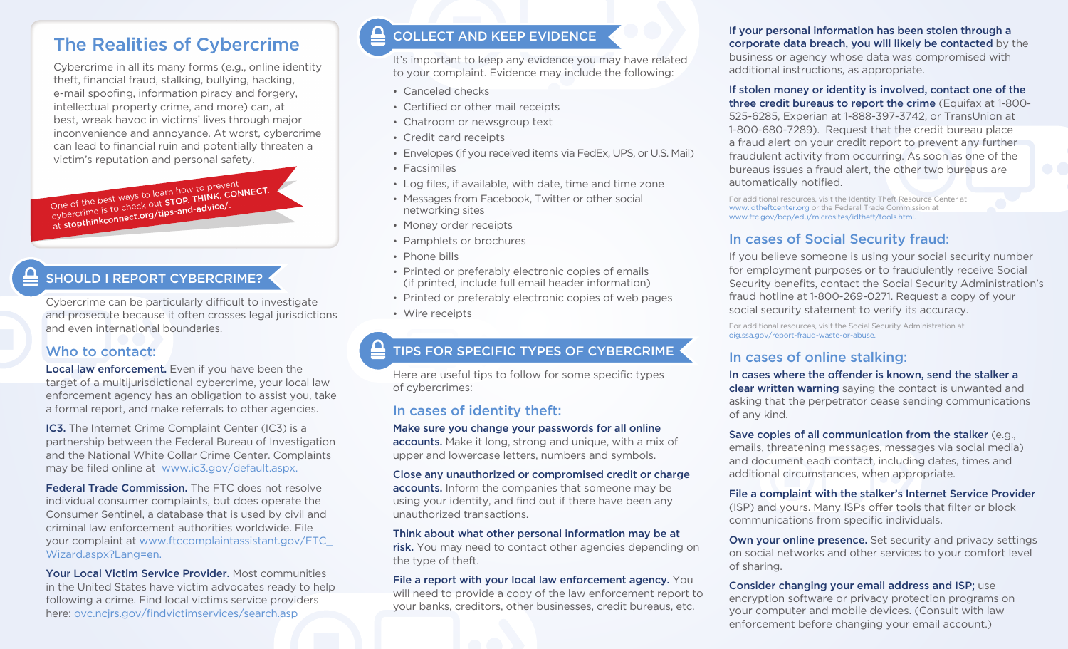## The Realities of Cybercrime

Cybercrime in all its many forms (e.g., online identity theft, financial fraud, stalking, bullying, hacking, e-mail spoofing, information piracy and forgery, intellectual property crime, and more) can, at best, wreak havoc in victims' lives through major inconvenience and annoyance. At worst, cybercrime can lead to financial ruin and potentially threaten a victim's reputation and personal safety.

One of the best ways to learn how to prevent cybercrime is to check out **STOP. THINK. CONNECT.** at **stopthinkconnect.org/tips-and-advice/**.

## SHOULD I REPORT CYBERCRIME?

Cybercrime can be particularly difficult to investigate and prosecute because it often crosses legal jurisdictions and even international boundaries.

### Who to contact:

**Local law enforcement.** Even if you have been the target of a multijurisdictional cybercrime, your local law enforcement agency has an obligation to assist you, take a formal report, and make referrals to other agencies.

**IC3.** The Internet Crime Complaint Center (IC3) is a partnership between the Federal Bureau of Investigation and the National White Collar Crime Center. Complaints may be filed online at www.ic3.gov/default.aspx.

**Federal Trade Commission.** The FTC does not resolve individual consumer complaints, but does operate the Consumer Sentinel, a database that is used by civil and criminal law enforcement authorities worldwide. File your complaint at www.ftccomplaintassistant.gov/FTC_Wizard.aspx?Lang=en.

**Your Local Victim Service Provider.** Most communities in the United States have victim advocates ready to help following a crime. Find local victims service providers here: ovc.ncjrs.gov/findvictimservices/search.asp

## COLLECT AND KEEP EVIDENCE

It's important to keep any evidence you may have related to your complaint. Evidence may include the following:

- Canceled checks
- Certified or other mail receipts
- Chatroom or newsgroup text
- Credit card receipts
- Envelopes (if you received items via FedEx, UPS, or U.S. Mail)
- Facsimiles
- Log files, if available, with date, time and time zone
- Messages from Facebook, Twitter or other social networking sites
- Money order receipts
- Pamphlets or brochures
- Phone bills
- Printed or preferably electronic copies of emails (if printed, include full email header information)
- Printed or preferably electronic copies of web pages
- Wire receipts

## TIPS FOR SPECIFIC TYPES OF CYBERCRIME

Here are useful tips to follow for some specific types of cybercrimes:

### In cases of identity theft:

**Make sure you change your passwords for all online accounts.** Make it long, strong and unique, with a mix of upper and lowercase letters, numbers and symbols.

**Close any unauthorized or compromised credit or charge accounts.** Inform the companies that someone may be using your identity, and find out if there have been any unauthorized transactions.

**Think about what other personal information may be at risk.** You may need to contact other agencies depending on the type of theft.

**File a report with your local law enforcement agency.** You will need to provide a copy of the law enforcement report to your banks, creditors, other businesses, credit bureaus, etc.

**If your personal information has been stolen through a corporate data breach, you will likely be contacted** by the business or agency whose data was compromised with additional instructions, as appropriate.

**If stolen money or identity is involved, contact one of the three credit bureaus to report the crime** (Equifax at 1-800-525-6285, Experian at 1-888-397-3742, or TransUnion at 1-800-680-7289). Request that the credit bureau place a fraud alert on your credit report to prevent any further fraudulent activity from occurring. As soon as one of the bureaus issues a fraud alert, the other two bureaus are automatically notified.

For additional resources, visit the Identity Theft Resource Center at www.idtheftcenter.org or the Federal Trade Commission at www.ftc.gov/bcp/edu/microsites/idtheft/tools.html.

### In cases of Social Security fraud:

If you believe someone is using your social security number for employment purposes or to fraudulently receive Social Security benefits, contact the Social Security Administration's fraud hotline at 1-800-269-0271. Request a copy of your social security statement to verify its accuracy.

For additional resources, visit the Social Security Administration at oig.ssa.gov/report-fraud-waste-or-abuse.

### In cases of online stalking:

**In cases where the offender is known, send the stalker a clear written warning** saying the contact is unwanted and asking that the perpetrator cease sending communications of any kind.

**Save copies of all communication from the stalker** (e.g., emails, threatening messages, messages via social media) and document each contact, including dates, times and additional circumstances, when appropriate.

**File a complaint with the stalker's Internet Service Provider** (ISP) and yours. Many ISPs offer tools that filter or block communications from specific individuals.

**Own your online presence.** Set security and privacy settings on social networks and other services to your comfort level of sharing.

**Consider changing your email address and ISP;** use encryption software or privacy protection programs on your computer and mobile devices. (Consult with law enforcement before changing your email account.)